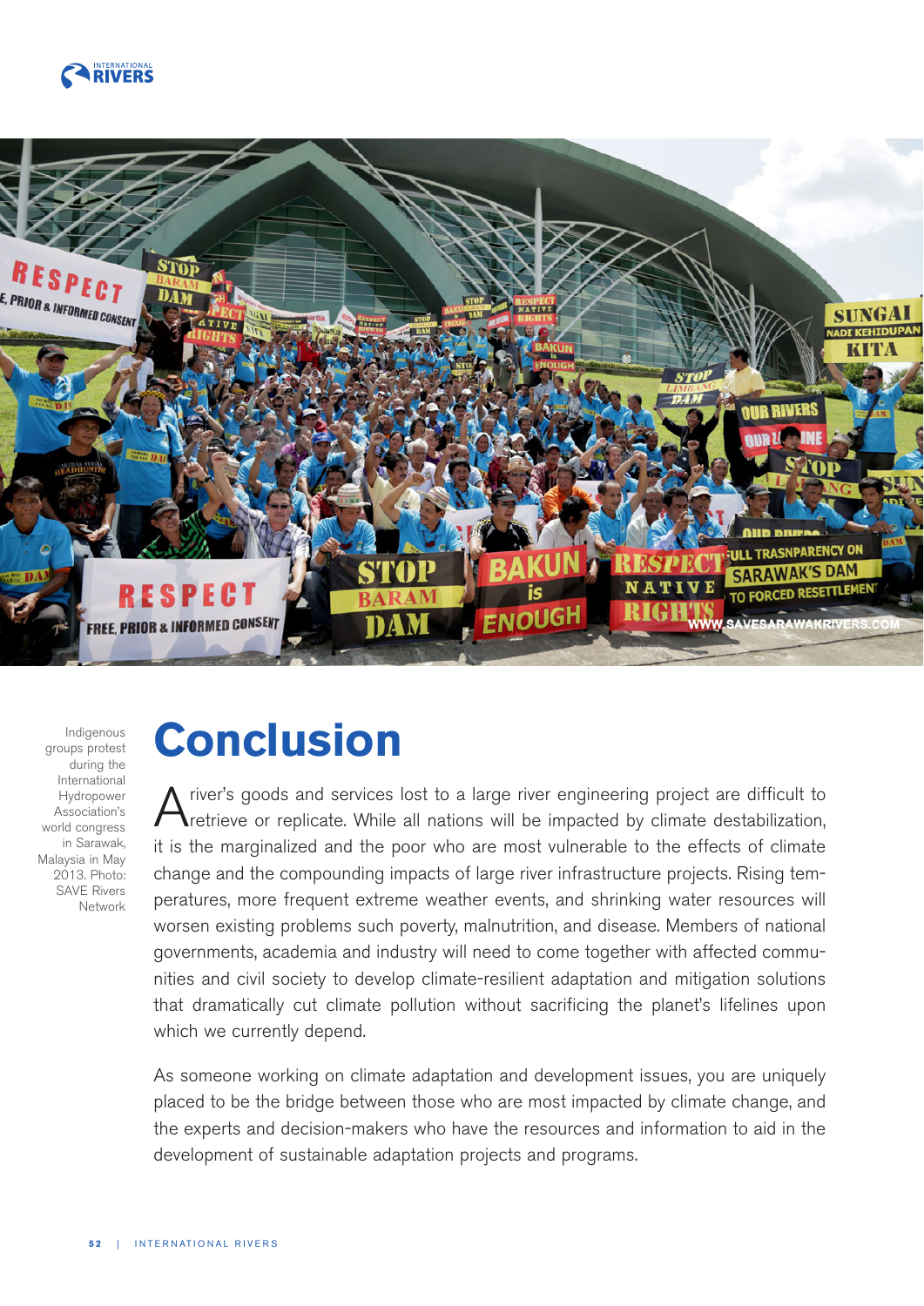Indigenous groups protest during the International Hydropower Association's world congress in Sarawak, Malaysia in May 2013. Photo: SAVE Rivers Network

# Conclusion

A river's goods and services lost to a large river engineering project are difficult to retrieve or replicate. While all nations will be impacted by climate destabilization, it is the marginalized and the poor who are most vulnerable to the effects of climate change and the compounding impacts of large river infrastructure projects. Rising temperatures, more frequent extreme weather events, and shrinking water resources will worsen existing problems such poverty, malnutrition, and disease. Members of national governments, academia and industry will need to come together with affected communities and civil society to develop climate-resilient adaptation and mitigation solutions that dramatically cut climate pollution without sacrificing the planet's lifelines upon which we currently depend.

As someone working on climate adaptation and development issues, you are uniquely placed to be the bridge between those who are most impacted by climate change, and the experts and decision-makers who have the resources and information to aid in the development of sustainable adaptation projects and programs.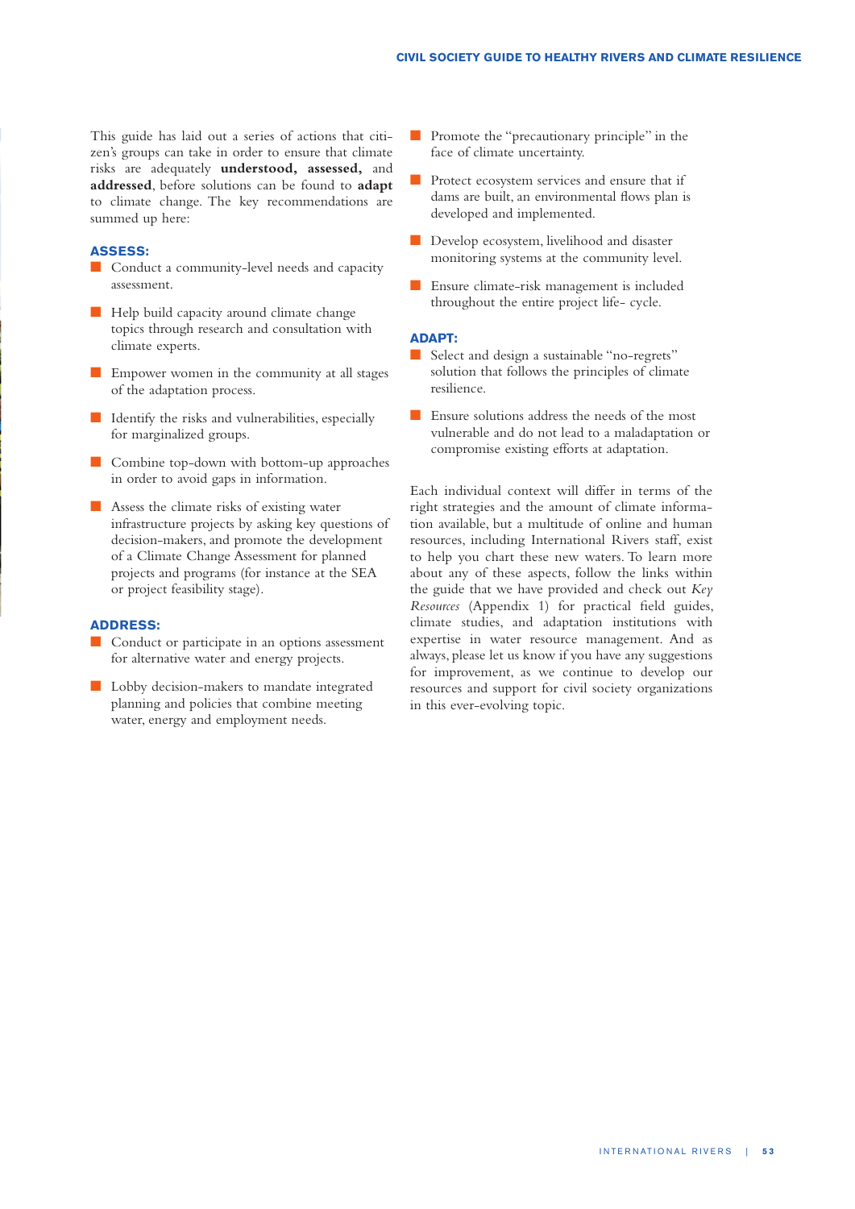This guide has laid out a series of actions that citizen's groups can take in order to ensure that climate risks are adequately **understood, assessed,** and **addressed**, before solutions can be found to **adapt** to climate change. The key recommendations are summed up here:

### ASSESS:

- Conduct a community-level needs and capacity assessment.
- Help build capacity around climate change topics through research and consultation with climate experts.
- Empower women in the community at all stages of the adaptation process.
- Identify the risks and vulnerabilities, especially for marginalized groups.
- Combine top-down with bottom-up approaches in order to avoid gaps in information.
- Assess the climate risks of existing water infrastructure projects by asking key questions of decision-makers, and promote the development of a Climate Change Assessment for planned projects and programs (for instance at the SEA or project feasibility stage).

### ADDRESS:

- Conduct or participate in an options assessment for alternative water and energy projects.
- Lobby decision-makers to mandate integrated planning and policies that combine meeting water, energy and employment needs.
- Promote the "precautionary principle" in the face of climate uncertainty.
- Protect ecosystem services and ensure that if dams are built, an environmental flows plan is developed and implemented.
- Develop ecosystem, livelihood and disaster monitoring systems at the community level.
- Ensure climate-risk management is included throughout the entire project life- cycle.

### ADAPT:

- Select and design a sustainable "no-regrets" solution that follows the principles of climate resilience.
- Ensure solutions address the needs of the most vulnerable and do not lead to a maladaptation or compromise existing efforts at adaptation.

Each individual context will differ in terms of the right strategies and the amount of climate information available, but a multitude of online and human resources, including International Rivers staff, exist to help you chart these new waters. To learn more about any of these aspects, follow the links within the guide that we have provided and check out *Key Resources* (Appendix 1) for practical field guides, climate studies, and adaptation institutions with expertise in water resource management. And as always, please let us know if you have any suggestions for improvement, as we continue to develop our resources and support for civil society organizations in this ever-evolving topic.